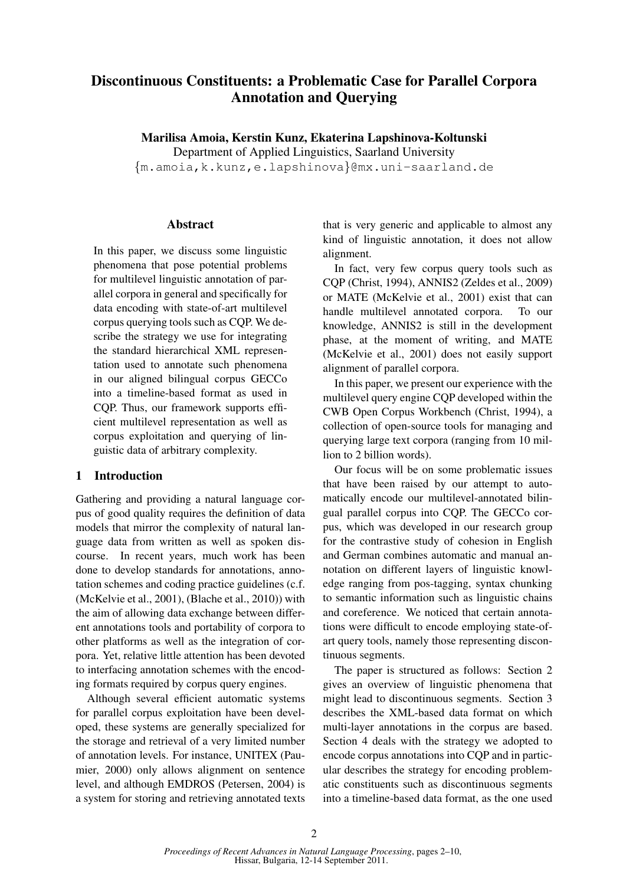# Discontinuous Constituents: a Problematic Case for Parallel Corpora Annotation and Querying

**Marilisa Amoia, Kerstin Kunz, Ekaterina Lapshinova-Koltunski**
Department of Applied Linguistics, Saarland University
{m.amoia,k.kunz,e.lapshinova}@mx.uni-saarland.de

## Abstract

In this paper, we discuss some linguistic phenomena that pose potential problems for multilevel linguistic annotation of parallel corpora in general and specifically for data encoding with state-of-art multilevel corpus querying tools such as CQP. We describe the strategy we use for integrating the standard hierarchical XML representation used to annotate such phenomena in our aligned bilingual corpus GECCo into a timeline-based format as used in CQP. Thus, our framework supports efficient multilevel representation as well as corpus exploitation and querying of linguistic data of arbitrary complexity.

## 1 Introduction

Gathering and providing a natural language corpus of good quality requires the definition of data models that mirror the complexity of natural language data from written as well as spoken discourse. In recent years, much work has been done to develop standards for annotations, annotation schemes and coding practice guidelines (c.f. (McKelvie et al., 2001), (Blache et al., 2010)) with the aim of allowing data exchange between different annotations tools and portability of corpora to other platforms as well as the integration of corpora. Yet, relative little attention has been devoted to interfacing annotation schemes with the encoding formats required by corpus query engines.

Although several efficient automatic systems for parallel corpus exploitation have been developed, these systems are generally specialized for the storage and retrieval of a very limited number of annotation levels. For instance, UNITEX (Paumier, 2000) only allows alignment on sentence level, and although EMDROS (Petersen, 2004) is a system for storing and retrieving annotated texts that is very generic and applicable to almost any kind of linguistic annotation, it does not allow alignment.

In fact, very few corpus query tools such as CQP (Christ, 1994), ANNIS2 (Zeldes et al., 2009) or MATE (McKelvie et al., 2001) exist that can handle multilevel annotated corpora. To our knowledge, ANNIS2 is still in the development phase, at the moment of writing, and MATE (McKelvie et al., 2001) does not easily support alignment of parallel corpora.

In this paper, we present our experience with the multilevel query engine CQP developed within the CWB Open Corpus Workbench (Christ, 1994), a collection of open-source tools for managing and querying large text corpora (ranging from 10 million to 2 billion words).

Our focus will be on some problematic issues that have been raised by our attempt to automatically encode our multilevel-annotated bilingual parallel corpus into CQP. The GECCo corpus, which was developed in our research group for the contrastive study of cohesion in English and German combines automatic and manual annotation on different layers of linguistic knowledge ranging from pos-tagging, syntax chunking to semantic information such as linguistic chains and coreference. We noticed that certain annotations were difficult to encode employing state-of-art query tools, namely those representing discontinuous segments.

The paper is structured as follows: Section 2 gives an overview of linguistic phenomena that might lead to discontinuous segments. Section 3 describes the XML-based data format on which multi-layer annotations in the corpus are based. Section 4 deals with the strategy we adopted to encode corpus annotations into CQP and in particular describes the strategy for encoding problematic constituents such as discontinuous segments into a timeline-based data format, as the one used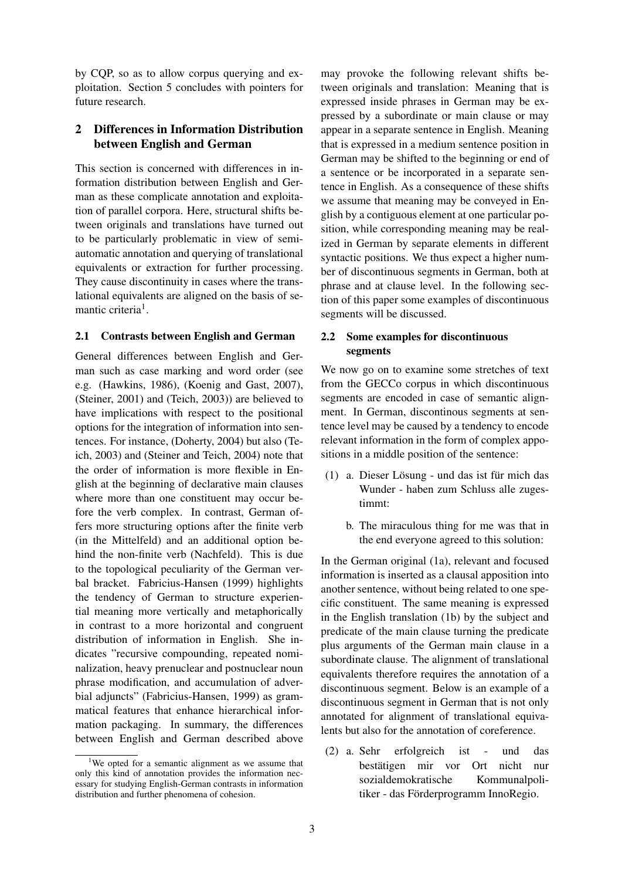by CQP, so as to allow corpus querying and exploitation. Section 5 concludes with pointers for future research.

## 2 Differences in Information Distribution between English and German

This section is concerned with differences in information distribution between English and German as these complicate annotation and exploitation of parallel corpora. Here, structural shifts between originals and translations have turned out to be particularly problematic in view of semi-automatic annotation and querying of translational equivalents or extraction for further processing. They cause discontinuity in cases where the translational equivalents are aligned on the basis of semantic criteria[1].

### 2.1 Contrasts between English and German

General differences between English and German such as case marking and word order (see e.g. (Hawkins, 1986), (Koenig and Gast, 2007), (Steiner, 2001) and (Teich, 2003)) are believed to have implications with respect to the positional options for the integration of information into sentences. For instance, (Doherty, 2004) but also (Teich, 2003) and (Steiner and Teich, 2004) note that the order of information is more flexible in English at the beginning of declarative main clauses where more than one constituent may occur before the verb complex. In contrast, German offers more structuring options after the finite verb (in the Mittelfeld) and an additional option behind the non-finite verb (Nachfeld). This is due to the topological peculiarity of the German verbal bracket. Fabricius-Hansen (1999) highlights the tendency of German to structure experiential meaning more vertically and metaphorically in contrast to a more horizontal and congruent distribution of information in English. She indicates "recursive compounding, repeated nominalization, heavy prenuclear and postnuclear noun phrase modification, and accumulation of adverbial adjuncts" (Fabricius-Hansen, 1999) as grammatical features that enhance hierarchical information packaging. In summary, the differences between English and German described above may provoke the following relevant shifts between originals and translation: Meaning that is expressed inside phrases in German may be expressed by a subordinate or main clause or may appear in a separate sentence in English. Meaning that is expressed in a medium sentence position in German may be shifted to the beginning or end of a sentence or be incorporated in a separate sentence in English. As a consequence of these shifts we assume that meaning may be conveyed in English by a contiguous element at one particular position, while corresponding meaning may be realized in German by separate elements in different syntactic positions. We thus expect a higher number of discontinuous segments in German, both at phrase and at clause level. In the following section of this paper some examples of discontinuous segments will be discussed.

### 2.2 Some examples for discontinuous segments

We now go on to examine some stretches of text from the GECCo corpus in which discontinuous segments are encoded in case of semantic alignment. In German, discontinous segments at sentence level may be caused by a tendency to encode relevant information in the form of complex appositions in a middle position of the sentence:

(1) a. Dieser Lösung - und das ist für mich das Wunder - haben zum Schluss alle zugestimmt:

b. The miraculous thing for me was that in the end everyone agreed to this solution:

In the German original (1a), relevant and focused information is inserted as a clausal apposition into another sentence, without being related to one specific constituent. The same meaning is expressed in the English translation (1b) by the subject and predicate of the main clause turning the predicate plus arguments of the German main clause in a subordinate clause. The alignment of translational equivalents therefore requires the annotation of a discontinuous segment. Below is an example of a discontinuous segment in German that is not only annotated for alignment of translational equivalents but also for the annotation of coreference.

(2) a. Sehr erfolgreich ist - und das bestätigen mir vor Ort nicht nur sozialdemokratische Kommunalpolitiker - das Förderprogramm InnoRegio.

[1] We opted for a semantic alignment as we assume that only this kind of annotation provides the information necessary for studying English-German contrasts in information distribution and further phenomena of cohesion.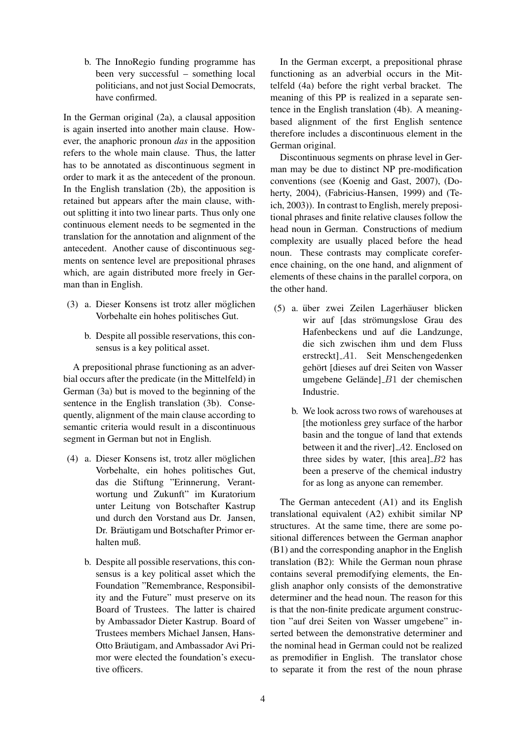b. The InnoRegio funding programme has been very successful – something local politicians, and not just Social Democrats, have confirmed.

In the German original (2a), a clausal apposition is again inserted into another main clause. However, the anaphoric pronoun *das* in the apposition refers to the whole main clause. Thus, the latter has to be annotated as discontinuous segment in order to mark it as the antecedent of the pronoun. In the English translation (2b), the apposition is retained but appears after the main clause, without splitting it into two linear parts. Thus only one continuous element needs to be segmented in the translation for the annotation and alignment of the antecedent. Another cause of discontinuous segments on sentence level are prepositional phrases which, are again distributed more freely in German than in English.

(3) a. Dieser Konsens ist trotz aller möglichen Vorbehalte ein hohes politisches Gut.

b. Despite all possible reservations, this consensus is a key political asset.

A prepositional phrase functioning as an adverbial occurs after the predicate (in the Mittelfeld) in German (3a) but is moved to the beginning of the sentence in the English translation (3b). Consequently, alignment of the main clause according to semantic criteria would result in a discontinuous segment in German but not in English.

(4) a. Dieser Konsens ist, trotz aller möglichen Vorbehalte, ein hohes politisches Gut, das die Stiftung "Erinnerung, Verantwortung und Zukunft" im Kuratorium unter Leitung von Botschafter Kastrup und durch den Vorstand aus Dr. Jansen, Dr. Bräutigam und Botschafter Primor erhalten muß.

b. Despite all possible reservations, this consensus is a key political asset which the Foundation "Remembrance, Responsibility and the Future" must preserve on its Board of Trustees. The latter is chaired by Ambassador Dieter Kastrup. Board of Trustees members Michael Jansen, Hans-Otto Bräutigam, and Ambassador Avi Primor were elected the foundation's executive officers.

In the German excerpt, a prepositional phrase functioning as an adverbial occurs in the Mittelfeld (4a) before the right verbal bracket. The meaning of this PP is realized in a separate sentence in the English translation (4b). A meaning-based alignment of the first English sentence therefore includes a discontinuous element in the German original.

Discontinuous segments on phrase level in German may be due to distinct NP pre-modification conventions (see (Koenig and Gast, 2007), (Doherty, 2004), (Fabricius-Hansen, 1999) and (Teich, 2003)). In contrast to English, merely prepositional phrases and finite relative clauses follow the head noun in German. Constructions of medium complexity are usually placed before the head noun. These contrasts may complicate coreference chaining, on the one hand, and alignment of elements of these chains in the parallel corpora, on the other hand.

(5) a. über zwei Zeilen Lagerhäuser blicken wir auf [das strömungslose Grau des Hafenbeckens und auf die Landzunge, die sich zwischen ihm und dem Fluss erstreckt]_$A1$. Seit Menschengedenken gehört [dieses auf drei Seiten von Wasser umgebene Gelände]_$B1$ der chemischen Industrie.

b. We look across two rows of warehouses at [the motionless grey surface of the harbor basin and the tongue of land that extends between it and the river]_$A2$. Enclosed on three sides by water, [this area]_$B2$ has been a preserve of the chemical industry for as long as anyone can remember.

The German antecedent (A1) and its English translational equivalent (A2) exhibit similar NP structures. At the same time, there are some positional differences between the German anaphor (B1) and the corresponding anaphor in the English translation (B2): While the German noun phrase contains several premodifying elements, the English anaphor only consists of the demonstrative determiner and the head noun. The reason for this is that the non-finite predicate argument construction "auf drei Seiten von Wasser umgebene" inserted between the demonstrative determiner and the nominal head in German could not be realized as premodifier in English. The translator chose to separate it from the rest of the noun phrase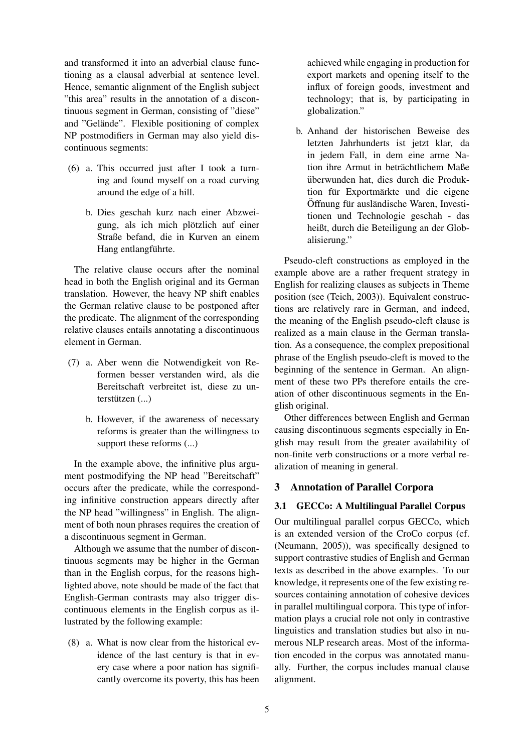and transformed it into an adverbial clause functioning as a clausal adverbial at sentence level. Hence, semantic alignment of the English subject "this area" results in the annotation of a discontinuous segment in German, consisting of "diese" and "Gelände". Flexible positioning of complex NP postmodifiers in German may also yield discontinuous segments:

(6) a. This occurred just after I took a turning and found myself on a road curving around the edge of a hill.

b. Dies geschah kurz nach einer Abzweigung, als ich mich plötzlich auf einer Straße befand, die in Kurven an einem Hang entlangführte.

The relative clause occurs after the nominal head in both the English original and its German translation. However, the heavy NP shift enables the German relative clause to be postponed after the predicate. The alignment of the corresponding relative clauses entails annotating a discontinuous element in German.

(7) a. Aber wenn die Notwendigkeit von Reformen besser verstanden wird, als die Bereitschaft verbreitet ist, diese zu unterstützen (...)

b. However, if the awareness of necessary reforms is greater than the willingness to support these reforms (...)

In the example above, the infinitive plus argument postmodifying the NP head "Bereitschaft" occurs after the predicate, while the corresponding infinitive construction appears directly after the NP head "willingness" in English. The alignment of both noun phrases requires the creation of a discontinuous segment in German.

Although we assume that the number of discontinuous segments may be higher in the German than in the English corpus, for the reasons highlighted above, note should be made of the fact that English-German contrasts may also trigger discontinuous elements in the English corpus as illustrated by the following example:

(8) a. What is now clear from the historical evidence of the last century is that in every case where a poor nation has significantly overcome its poverty, this has been achieved while engaging in production for export markets and opening itself to the influx of foreign goods, investment and technology; that is, by participating in globalization."

b. Anhand der historischen Beweise des letzten Jahrhunderts ist jetzt klar, da in jedem Fall, in dem eine arme Nation ihre Armut in beträchtlichem Maße überwunden hat, dies durch die Produktion für Exportmärkte und die eigene Öffnung für ausländische Waren, Investitionen und Technologie geschah - das heißt, durch die Beteiligung an der Globalisierung."

Pseudo-cleft constructions as employed in the example above are a rather frequent strategy in English for realizing clauses as subjects in Theme position (see (Teich, 2003)). Equivalent constructions are relatively rare in German, and indeed, the meaning of the English pseudo-cleft clause is realized as a main clause in the German translation. As a consequence, the complex prepositional phrase of the English pseudo-cleft is moved to the beginning of the sentence in German. An alignment of these two PPs therefore entails the creation of other discontinuous segments in the English original.

Other differences between English and German causing discontinuous segments especially in English may result from the greater availability of non-finite verb constructions or a more verbal realization of meaning in general.

## 3 Annotation of Parallel Corpora

### 3.1 GECCo: A Multilingual Parallel Corpus

Our multilingual parallel corpus GECCo, which is an extended version of the CroCo corpus (cf. (Neumann, 2005)), was specifically designed to support contrastive studies of English and German texts as described in the above examples. To our knowledge, it represents one of the few existing resources containing annotation of cohesive devices in parallel multilingual corpora. This type of information plays a crucial role not only in contrastive linguistics and translation studies but also in numerous NLP research areas. Most of the information encoded in the corpus was annotated manually. Further, the corpus includes manual clause alignment.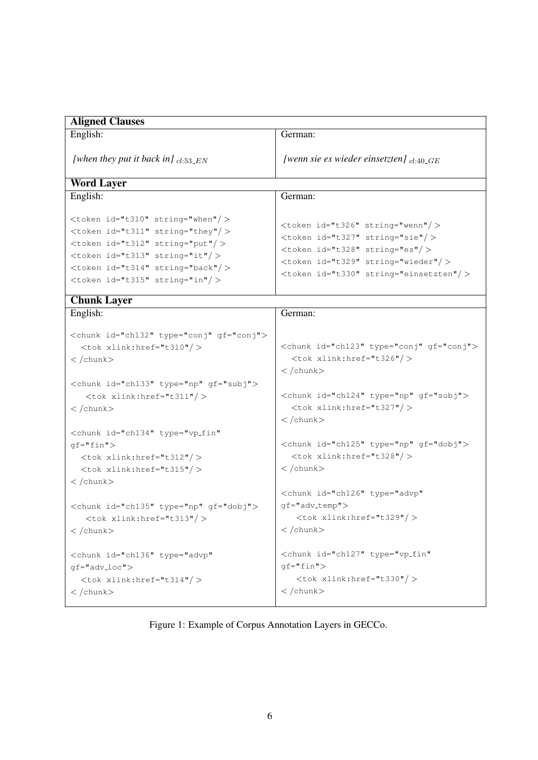**Aligned Clauses**

| English: | German: |
|---|---|
| *[when they put it back in]* $_{cl:53\_EN}$ | *[wenn sie es wieder einsetzten]* $_{cl:40\_GE}$ |

**Word Layer**

English:

```
<token id="t310" string="when"/>
<token id="t311" string="they"/>
<token id="t312" string="put"/>
<token id="t313" string="it"/>
<token id="t314" string="back"/>
<token id="t315" string="in"/>
```

German:

```
<token id="t326" string="wenn"/>
<token id="t327" string="sie"/>
<token id="t328" string="es"/>
<token id="t329" string="wieder"/>
<token id="t330" string="einsetzten"/>
```

**Chunk Layer**

English:

```
<chunk id="ch132" type="conj" gf="conj">
  <tok xlink:href="t310"/>
</chunk>

<chunk id="ch133" type="np" gf="subj">
   <tok xlink:href="t311"/>
</chunk>

<chunk id="ch134" type="vp_fin"
gf="fin">
  <tok xlink:href="t312"/>
  <tok xlink:href="t315"/>
</chunk>

<chunk id="ch135" type="np" gf="dobj">
   <tok xlink:href="t313"/>
</chunk>

<chunk id="ch136" type="advp"
gf="adv_loc">
  <tok xlink:href="t314"/>
</chunk>
```

German:

```
<chunk id="ch123" type="conj" gf="conj">
  <tok xlink:href="t326"/>
</chunk>

<chunk id="ch124" type="np" gf="subj">
  <tok xlink:href="t327"/>
</chunk>

<chunk id="ch125" type="np" gf="dobj">
  <tok xlink:href="t328"/>
</chunk>

<chunk id="ch126" type="advp"
gf="adv_temp">
   <tok xlink:href="t329"/>
</chunk>

<chunk id="ch127" type="vp_fin"
gf="fin">
   <tok xlink:href="t330"/>
</chunk>
```

Figure 1: Example of Corpus Annotation Layers in GECCo.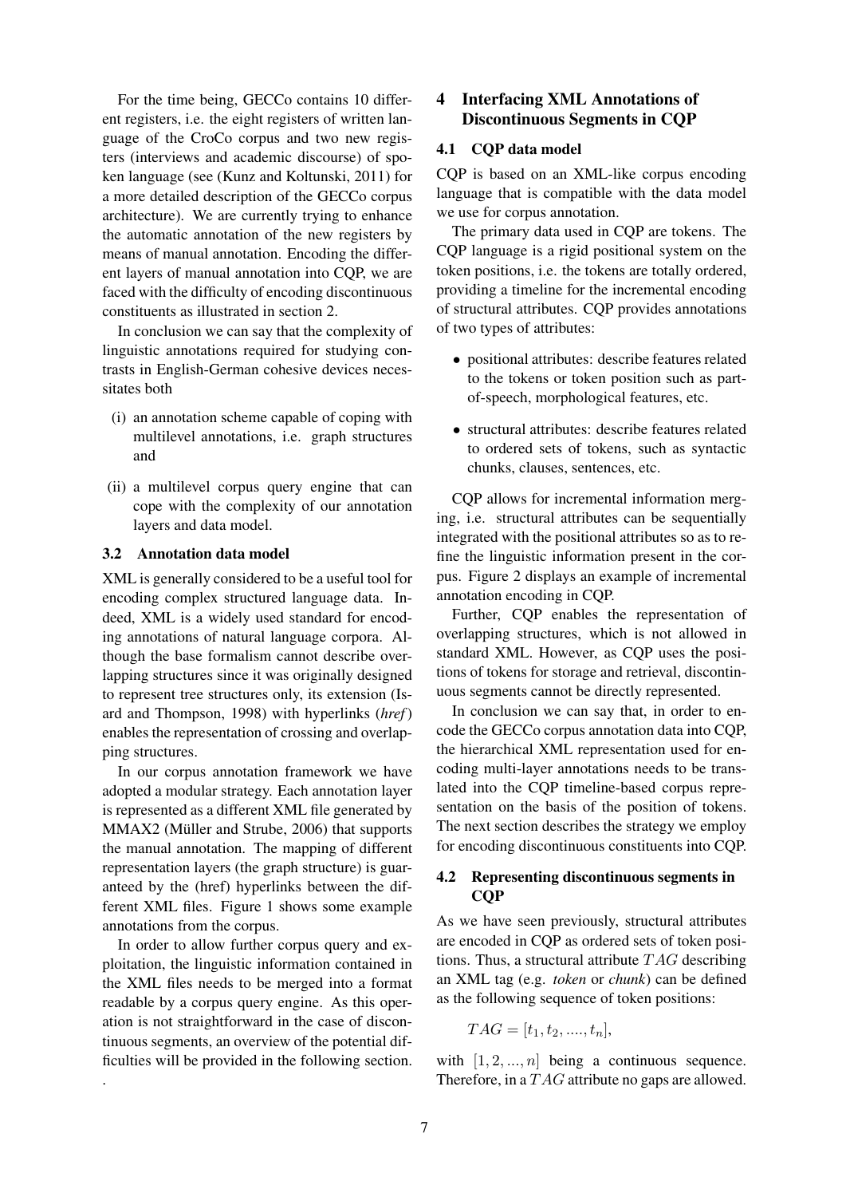For the time being, GECCo contains 10 different registers, i.e. the eight registers of written language of the CroCo corpus and two new registers (interviews and academic discourse) of spoken language (see (Kunz and Koltunski, 2011) for a more detailed description of the GECCo corpus architecture). We are currently trying to enhance the automatic annotation of the new registers by means of manual annotation. Encoding the different layers of manual annotation into CQP, we are faced with the difficulty of encoding discontinuous constituents as illustrated in section 2.

In conclusion we can say that the complexity of linguistic annotations required for studying contrasts in English-German cohesive devices necessitates both

(i) an annotation scheme capable of coping with multilevel annotations, i.e. graph structures and

(ii) a multilevel corpus query engine that can cope with the complexity of our annotation layers and data model.

### 3.2 Annotation data model

XML is generally considered to be a useful tool for encoding complex structured language data. Indeed, XML is a widely used standard for encoding annotations of natural language corpora. Although the base formalism cannot describe overlapping structures since it was originally designed to represent tree structures only, its extension (Isard and Thompson, 1998) with hyperlinks (*href*) enables the representation of crossing and overlapping structures.

In our corpus annotation framework we have adopted a modular strategy. Each annotation layer is represented as a different XML file generated by MMAX2 (Müller and Strube, 2006) that supports the manual annotation. The mapping of different representation layers (the graph structure) is guaranteed by the (href) hyperlinks between the different XML files. Figure 1 shows some example annotations from the corpus.

In order to allow further corpus query and exploitation, the linguistic information contained in the XML files needs to be merged into a format readable by a corpus query engine. As this operation is not straightforward in the case of discontinuous segments, an overview of the potential difficulties will be provided in the following section.

.

## 4 Interfacing XML Annotations of Discontinuous Segments in CQP

### 4.1 CQP data model

CQP is based on an XML-like corpus encoding language that is compatible with the data model we use for corpus annotation.

The primary data used in CQP are tokens. The CQP language is a rigid positional system on the token positions, i.e. the tokens are totally ordered, providing a timeline for the incremental encoding of structural attributes. CQP provides annotations of two types of attributes:

- positional attributes: describe features related to the tokens or token position such as part-of-speech, morphological features, etc.
- structural attributes: describe features related to ordered sets of tokens, such as syntactic chunks, clauses, sentences, etc.

CQP allows for incremental information merging, i.e. structural attributes can be sequentially integrated with the positional attributes so as to refine the linguistic information present in the corpus. Figure 2 displays an example of incremental annotation encoding in CQP.

Further, CQP enables the representation of overlapping structures, which is not allowed in standard XML. However, as CQP uses the positions of tokens for storage and retrieval, discontinuous segments cannot be directly represented.

In conclusion we can say that, in order to encode the GECCo corpus annotation data into CQP, the hierarchical XML representation used for encoding multi-layer annotations needs to be translated into the CQP timeline-based corpus representation on the basis of the position of tokens. The next section describes the strategy we employ for encoding discontinuous constituents into CQP.

### 4.2 Representing discontinuous segments in CQP

As we have seen previously, structural attributes are encoded in CQP as ordered sets of token positions. Thus, a structural attribute $TAG$ describing an XML tag (e.g. *token* or *chunk*) can be defined as the following sequence of token positions:

$$TAG = [t_1, t_2, ...., t_n],$$

with $[1, 2, ..., n]$ being a continuous sequence. Therefore, in a $TAG$ attribute no gaps are allowed.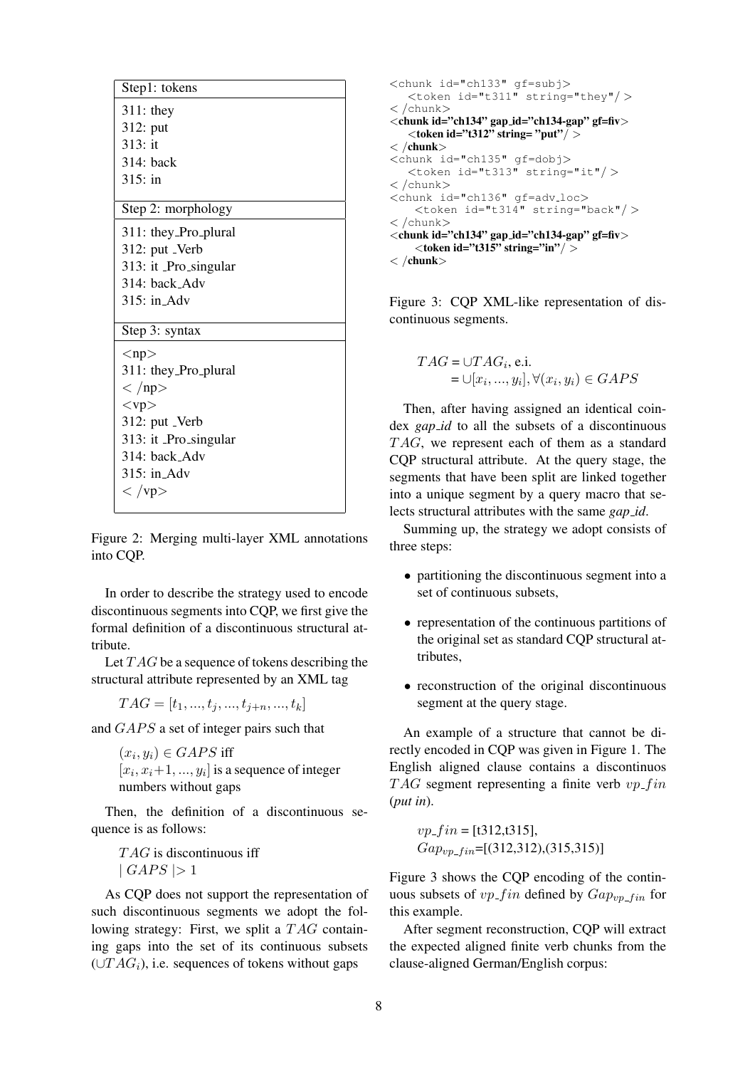| Step1: tokens |
|---|
| 311: they<br>312: put<br>313: it<br>314: back<br>315: in |
| **Step 2: morphology** |
| 311: they_Pro_plural<br>312: put _Verb<br>313: it _Pro_singular<br>314: back_Adv<br>315: in_Adv |
| **Step 3: syntax** |
| <np><br>311: they_Pro_plural<br></np><br><vp><br>312: put _Verb<br>313: it _Pro_singular<br>314: back_Adv<br>315: in_Adv<br></vp> |

Figure 2: Merging multi-layer XML annotations into CQP.

In order to describe the strategy used to encode discontinuous segments into CQP, we first give the formal definition of a discontinuous structural attribute.

Let $TAG$ be a sequence of tokens describing the structural attribute represented by an XML tag

$$TAG = [t_1, ..., t_j, ..., t_{j+n}, ..., t_k]$$

and $GAPS$ a set of integer pairs such that

$(x_i, y_i) \in GAPS$ iff
$[x_i, x_i{+}1, ..., y_i]$ is a sequence of integer numbers without gaps

Then, the definition of a discontinuous sequence is as follows:

$TAG$ is discontinuous iff
$|\, GAPS \,| > 1$

As CQP does not support the representation of such discontinuous segments we adopt the following strategy: First, we split a $TAG$ containing gaps into the set of its continuous subsets ($\cup TAG_i$), i.e. sequences of tokens without gaps

```
<chunk id="ch133" gf=subj>
   <token id="t311" string="they"/ >
< /chunk>
<chunk id="ch134" gap_id="ch134-gap" gf=fiv>
   <token id="t312" string= "put"/ >
< /chunk>
<chunk id="ch135" gf=dobj>
   <token id="t313" string="it"/ >
< /chunk>
<chunk id="ch136" gf=adv_loc>
    <token id="t314" string="back"/ >
< /chunk>
<chunk id="ch134" gap_id="ch134-gap" gf=fiv>
    <token id="t315" string="in"/ >
< /chunk>
```

Figure 3: CQP XML-like representation of discontinuous segments.

$$TAG = \cup TAG_i \text{, e.i.}$$
$$= \cup[x_i, ..., y_i], \forall (x_i, y_i) \in GAPS$$

Then, after having assigned an identical coindex *gap_id* to all the subsets of a discontinuous $TAG$, we represent each of them as a standard CQP structural attribute. At the query stage, the segments that have been split are linked together into a unique segment by a query macro that selects structural attributes with the same *gap_id*.

Summing up, the strategy we adopt consists of three steps:

- partitioning the discontinuous segment into a set of continuous subsets,
- representation of the continuous partitions of the original set as standard CQP structural attributes,
- reconstruction of the original discontinuous segment at the query stage.

An example of a structure that cannot be directly encoded in CQP was given in Figure 1. The English aligned clause contains a discontinuos $TAG$ segment representing a finite verb $vp\_fin$ (***put in***).

$vp\_fin$ = [t312,t315],
$Gap_{vp\_fin}$=[(312,312),(315,315)]

Figure 3 shows the CQP encoding of the continuous subsets of $vp\_fin$ defined by $Gap_{vp\_fin}$ for this example.

After segment reconstruction, CQP will extract the expected aligned finite verb chunks from the clause-aligned German/English corpus: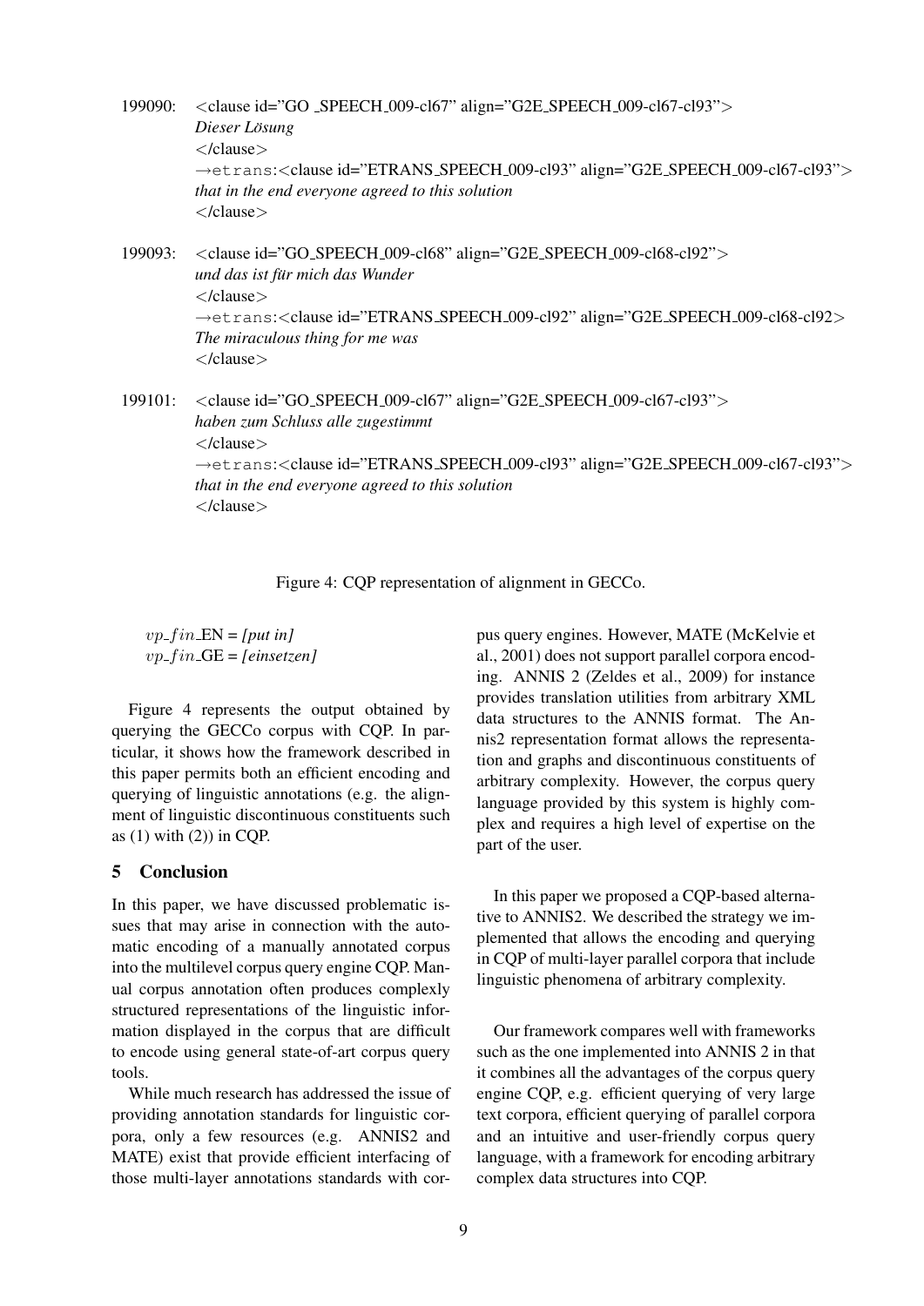199090: <clause id="GO _SPEECH_009-cl67" align="G2E_SPEECH_009-cl67-cl93">
*Dieser Lösung*
</clause>
→etrans:<clause id="ETRANS_SPEECH_009-cl93" align="G2E_SPEECH_009-cl67-cl93">
*that in the end everyone agreed to this solution*
</clause>

199093: <clause id="GO_SPEECH_009-cl68" align="G2E_SPEECH_009-cl68-cl92">
*und das ist für mich das Wunder*
</clause>
→etrans:<clause id="ETRANS_SPEECH_009-cl92" align="G2E_SPEECH_009-cl68-cl92>
*The miraculous thing for me was*
</clause>

199101: <clause id="GO_SPEECH_009-cl67" align="G2E_SPEECH_009-cl67-cl93">
*haben zum Schluss alle zugestimmt*
</clause>
→etrans:<clause id="ETRANS_SPEECH_009-cl93" align="G2E_SPEECH_009-cl67-cl93">
*that in the end everyone agreed to this solution*
</clause>

Figure 4: CQP representation of alignment in GECCo.

$vp\_fin$_EN = *[put in]*
$vp\_fin$_GE = *[einsetzen]*

Figure 4 represents the output obtained by querying the GECCo corpus with CQP. In particular, it shows how the framework described in this paper permits both an efficient encoding and querying of linguistic annotations (e.g. the alignment of linguistic discontinuous constituents such as (1) with (2)) in CQP.

## 5 Conclusion

In this paper, we have discussed problematic issues that may arise in connection with the automatic encoding of a manually annotated corpus into the multilevel corpus query engine CQP. Manual corpus annotation often produces complexly structured representations of the linguistic information displayed in the corpus that are difficult to encode using general state-of-art corpus query tools.

While much research has addressed the issue of providing annotation standards for linguistic corpora, only a few resources (e.g. ANNIS2 and MATE) exist that provide efficient interfacing of those multi-layer annotations standards with corpus query engines. However, MATE (McKelvie et al., 2001) does not support parallel corpora encoding. ANNIS 2 (Zeldes et al., 2009) for instance provides translation utilities from arbitrary XML data structures to the ANNIS format. The Annis2 representation format allows the representation and graphs and discontinuous constituents of arbitrary complexity. However, the corpus query language provided by this system is highly complex and requires a high level of expertise on the part of the user.

In this paper we proposed a CQP-based alternative to ANNIS2. We described the strategy we implemented that allows the encoding and querying in CQP of multi-layer parallel corpora that include linguistic phenomena of arbitrary complexity.

Our framework compares well with frameworks such as the one implemented into ANNIS 2 in that it combines all the advantages of the corpus query engine CQP, e.g. efficient querying of very large text corpora, efficient querying of parallel corpora and an intuitive and user-friendly corpus query language, with a framework for encoding arbitrary complex data structures into CQP.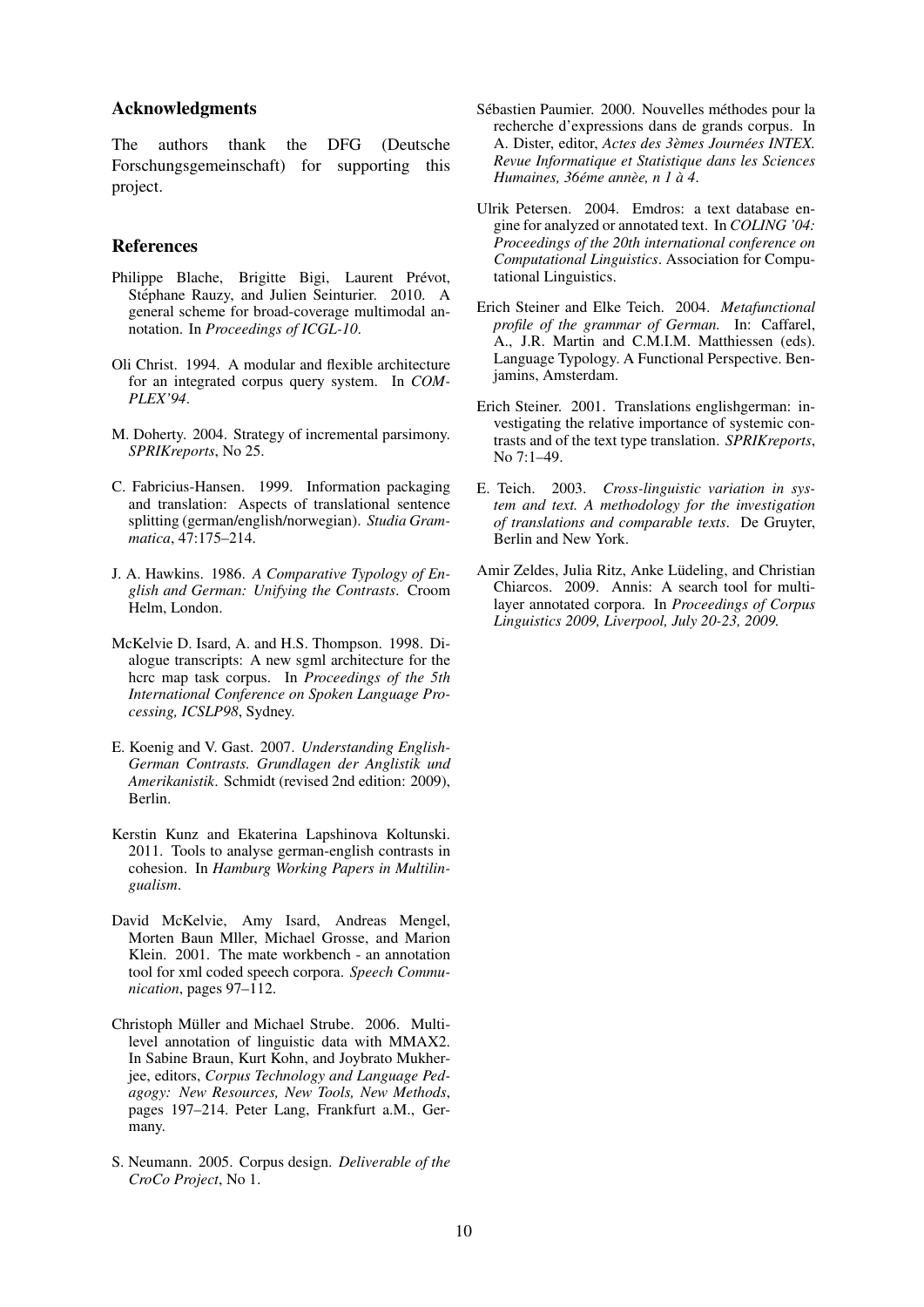## Acknowledgments

The authors thank the DFG (Deutsche Forschungsgemeinschaft) for supporting this project.

## References

Philippe Blache, Brigitte Bigi, Laurent Prévot, Stéphane Rauzy, and Julien Seinturier. 2010. A general scheme for broad-coverage multimodal annotation. In *Proceedings of ICGL-10*.

Oli Christ. 1994. A modular and flexible architecture for an integrated corpus query system. In *COMPLEX'94*.

M. Doherty. 2004. Strategy of incremental parsimony. *SPRIKreports*, No 25.

C. Fabricius-Hansen. 1999. Information packaging and translation: Aspects of translational sentence splitting (german/english/norwegian). *Studia Grammatica*, 47:175–214.

J. A. Hawkins. 1986. *A Comparative Typology of English and German: Unifying the Contrasts*. Croom Helm, London.

McKelvie D. Isard, A. and H.S. Thompson. 1998. Dialogue transcripts: A new sgml architecture for the hcrc map task corpus. In *Proceedings of the 5th International Conference on Spoken Language Processing, ICSLP98*, Sydney.

E. Koenig and V. Gast. 2007. *Understanding English-German Contrasts. Grundlagen der Anglistik und Amerikanistik*. Schmidt (revised 2nd edition: 2009), Berlin.

Kerstin Kunz and Ekaterina Lapshinova Koltunski. 2011. Tools to analyse german-english contrasts in cohesion. In *Hamburg Working Papers in Multilingualism*.

David McKelvie, Amy Isard, Andreas Mengel, Morten Baun Mller, Michael Grosse, and Marion Klein. 2001. The mate workbench - an annotation tool for xml coded speech corpora. *Speech Communication*, pages 97–112.

Christoph Müller and Michael Strube. 2006. Multi-level annotation of linguistic data with MMAX2. In Sabine Braun, Kurt Kohn, and Joybrato Mukherjee, editors, *Corpus Technology and Language Pedagogy: New Resources, New Tools, New Methods*, pages 197–214. Peter Lang, Frankfurt a.M., Germany.

S. Neumann. 2005. Corpus design. *Deliverable of the CroCo Project*, No 1.

Sébastien Paumier. 2000. Nouvelles méthodes pour la recherche d'expressions dans de grands corpus. In A. Dister, editor, *Actes des 3èmes Journées INTEX. Revue Informatique et Statistique dans les Sciences Humaines, 36éme annèe, n 1 à 4*.

Ulrik Petersen. 2004. Emdros: a text database engine for analyzed or annotated text. In *COLING '04: Proceedings of the 20th international conference on Computational Linguistics*. Association for Computational Linguistics.

Erich Steiner and Elke Teich. 2004. *Metafunctional profile of the grammar of German.* In: Caffarel, A., J.R. Martin and C.M.I.M. Matthiessen (eds). Language Typology. A Functional Perspective. Benjamins, Amsterdam.

Erich Steiner. 2001. Translations englishgerman: investigating the relative importance of systemic contrasts and of the text type translation. *SPRIKreports*, No 7:1–49.

E. Teich. 2003. *Cross-linguistic variation in system and text. A methodology for the investigation of translations and comparable texts*. De Gruyter, Berlin and New York.

Amir Zeldes, Julia Ritz, Anke Lüdeling, and Christian Chiarcos. 2009. Annis: A search tool for multi-layer annotated corpora. In *Proceedings of Corpus Linguistics 2009, Liverpool, July 20-23, 2009.*